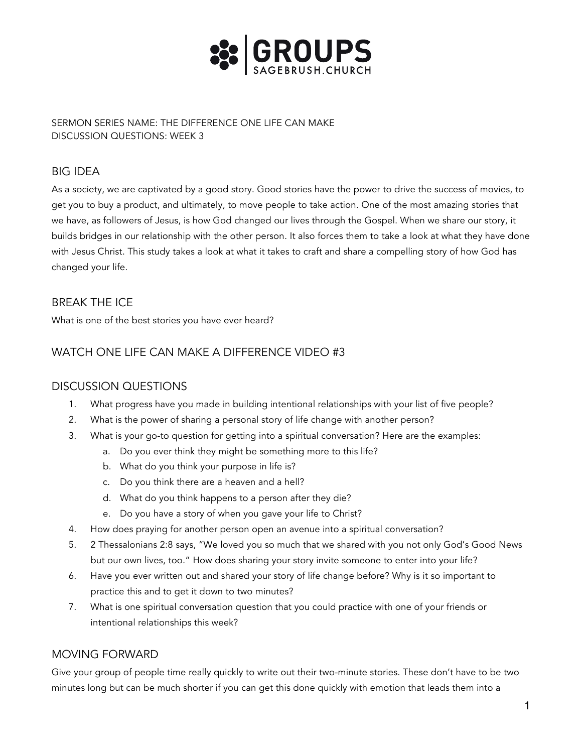# GROUPS
SAGEBRUSH.CHURCH

SERMON SERIES NAME: THE DIFFERENCE ONE LIFE CAN MAKE
DISCUSSION QUESTIONS: WEEK 3

## BIG IDEA

As a society, we are captivated by a good story. Good stories have the power to drive the success of movies, to get you to buy a product, and ultimately, to move people to take action. One of the most amazing stories that we have, as followers of Jesus, is how God changed our lives through the Gospel. When we share our story, it builds bridges in our relationship with the other person. It also forces them to take a look at what they have done with Jesus Christ. This study takes a look at what it takes to craft and share a compelling story of how God has changed your life.

## BREAK THE ICE

What is one of the best stories you have ever heard?

## WATCH ONE LIFE CAN MAKE A DIFFERENCE VIDEO #3

## DISCUSSION QUESTIONS

1. What progress have you made in building intentional relationships with your list of five people?
2. What is the power of sharing a personal story of life change with another person?
3. What is your go-to question for getting into a spiritual conversation? Here are the examples:
    a. Do you ever think they might be something more to this life?
    b. What do you think your purpose in life is?
    c. Do you think there are a heaven and a hell?
    d. What do you think happens to a person after they die?
    e. Do you have a story of when you gave your life to Christ?
4. How does praying for another person open an avenue into a spiritual conversation?
5. 2 Thessalonians 2:8 says, "We loved you so much that we shared with you not only God's Good News but our own lives, too." How does sharing your story invite someone to enter into your life?
6. Have you ever written out and shared your story of life change before? Why is it so important to practice this and to get it down to two minutes?
7. What is one spiritual conversation question that you could practice with one of your friends or intentional relationships this week?

## MOVING FORWARD

Give your group of people time really quickly to write out their two-minute stories. These don't have to be two minutes long but can be much shorter if you can get this done quickly with emotion that leads them into a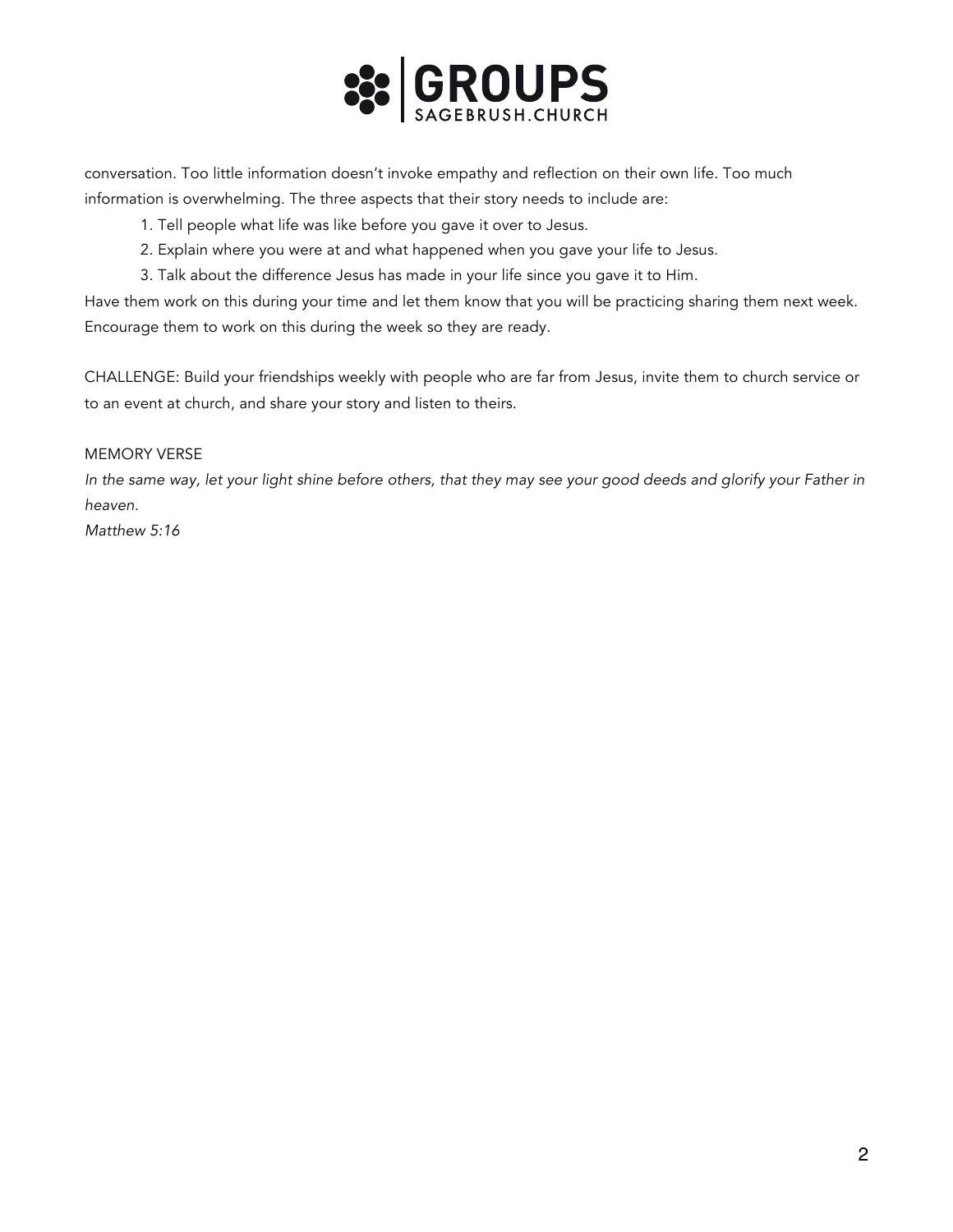conversation. Too little information doesn't invoke empathy and reflection on their own life. Too much information is overwhelming. The three aspects that their story needs to include are:

1. Tell people what life was like before you gave it over to Jesus.
2. Explain where you were at and what happened when you gave your life to Jesus.
3. Talk about the difference Jesus has made in your life since you gave it to Him.

Have them work on this during your time and let them know that you will be practicing sharing them next week. Encourage them to work on this during the week so they are ready.

CHALLENGE: Build your friendships weekly with people who are far from Jesus, invite them to church service or to an event at church, and share your story and listen to theirs.

MEMORY VERSE

*In the same way, let your light shine before others, that they may see your good deeds and glorify your Father in heaven.*

*Matthew 5:16*